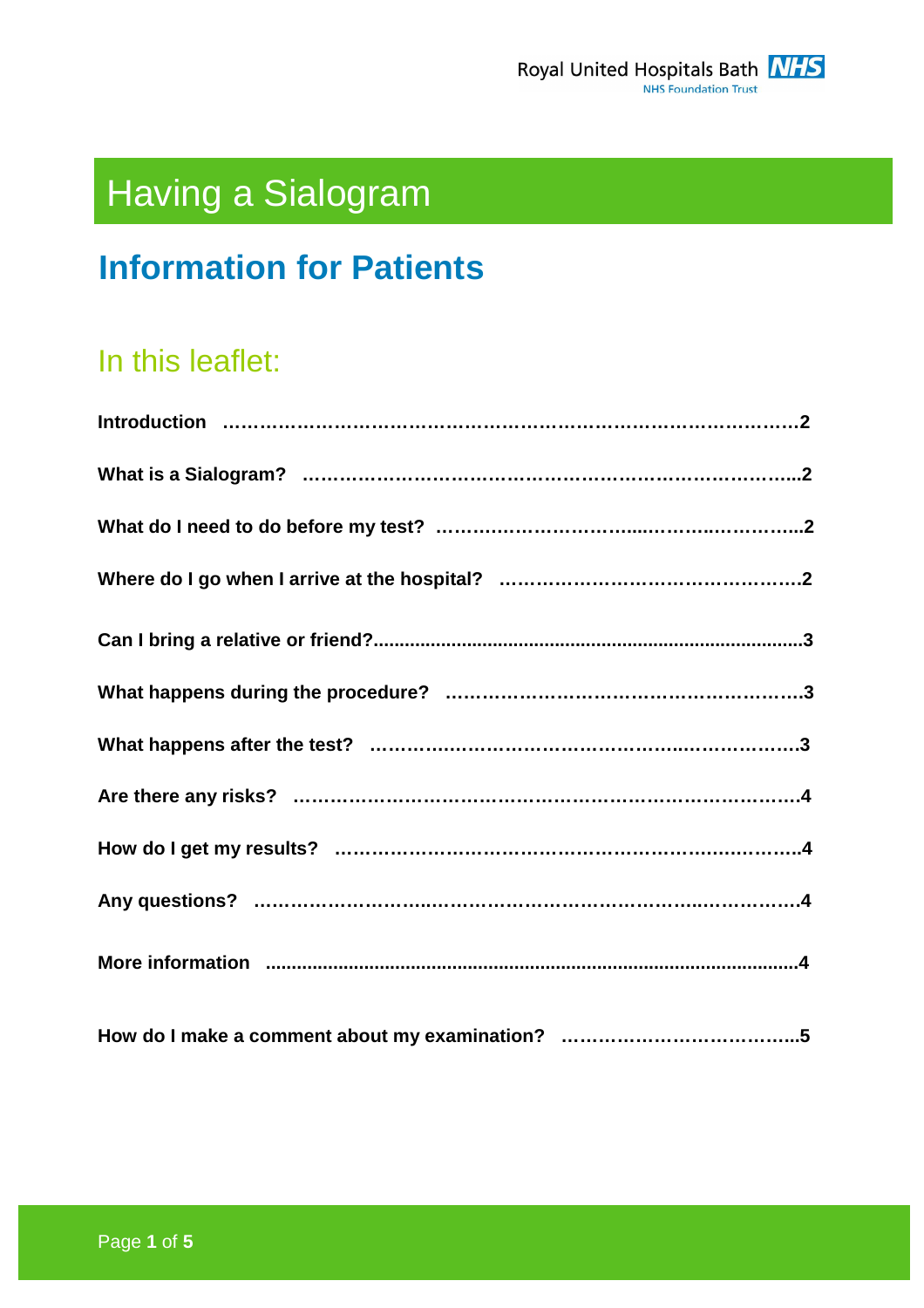Royal United Hospitals Bath NHS Foundation Trust

# Having a Sialogram

## Information for Patients

### In this leaflet:

**Introduction ……………………………………………………………………………2**

**What is a Sialogram? …………………………………………………………………..2**

**What do I need to do before my test? ……………………………………………..2**

**Where do I go when I arrive at the hospital? …………………………………………2**

**Can I bring a relative or friend?..................................................................................3**

**What happens during the procedure? ……………………………………………….3**

**What happens after the test? …………………………………………………………3**

**Are there any risks? ……………………………………………………………………4**

**How do I get my results? ……………………………………………………………….4**

**Any questions? ………………………………………………………………………….4**

**More information .........................................................................................................4**

**How do I make a comment about my examination? ………………………………..5**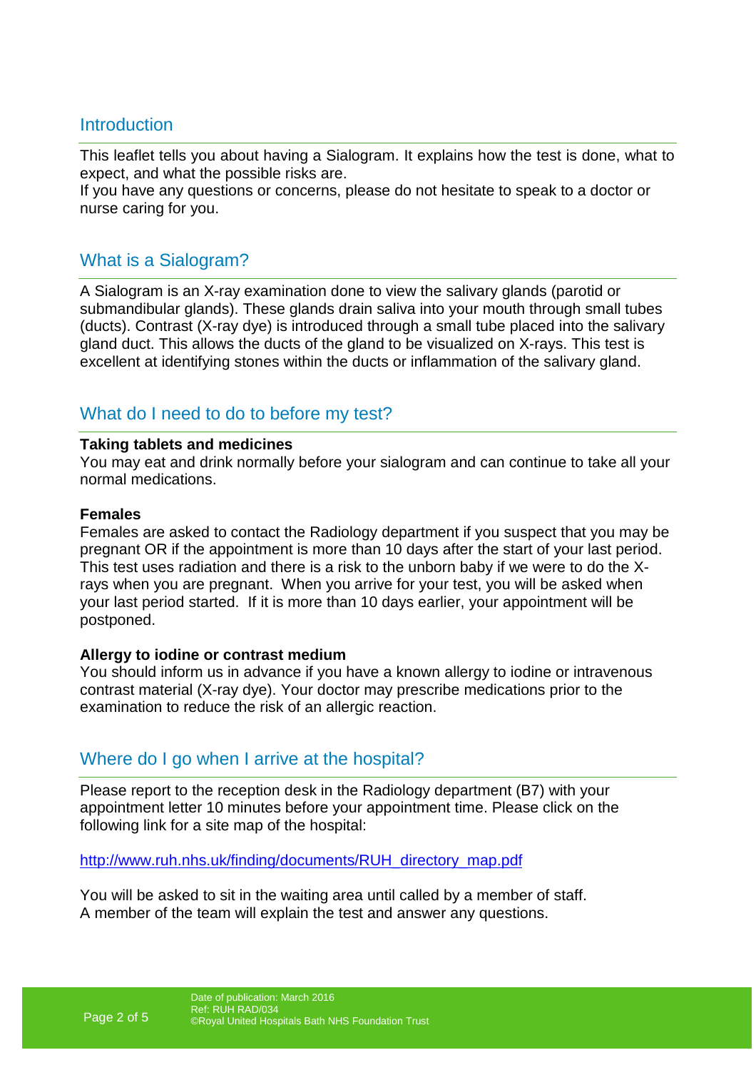## Introduction

This leaflet tells you about having a Sialogram. It explains how the test is done, what to expect, and what the possible risks are.
If you have any questions or concerns, please do not hesitate to speak to a doctor or nurse caring for you.

## What is a Sialogram?

A Sialogram is an X-ray examination done to view the salivary glands (parotid or submandibular glands). These glands drain saliva into your mouth through small tubes (ducts). Contrast (X-ray dye) is introduced through a small tube placed into the salivary gland duct. This allows the ducts of the gland to be visualized on X-rays. This test is excellent at identifying stones within the ducts or inflammation of the salivary gland.

## What do I need to do to before my test?

**Taking tablets and medicines**
You may eat and drink normally before your sialogram and can continue to take all your normal medications.

**Females**
Females are asked to contact the Radiology department if you suspect that you may be pregnant OR if the appointment is more than 10 days after the start of your last period. This test uses radiation and there is a risk to the unborn baby if we were to do the X-rays when you are pregnant. When you arrive for your test, you will be asked when your last period started. If it is more than 10 days earlier, your appointment will be postponed.

**Allergy to iodine or contrast medium**
You should inform us in advance if you have a known allergy to iodine or intravenous contrast material (X-ray dye). Your doctor may prescribe medications prior to the examination to reduce the risk of an allergic reaction.

## Where do I go when I arrive at the hospital?

Please report to the reception desk in the Radiology department (B7) with your appointment letter 10 minutes before your appointment time. Please click on the following link for a site map of the hospital:

http://www.ruh.nhs.uk/finding/documents/RUH_directory_map.pdf

You will be asked to sit in the waiting area until called by a member of staff.
A member of the team will explain the test and answer any questions.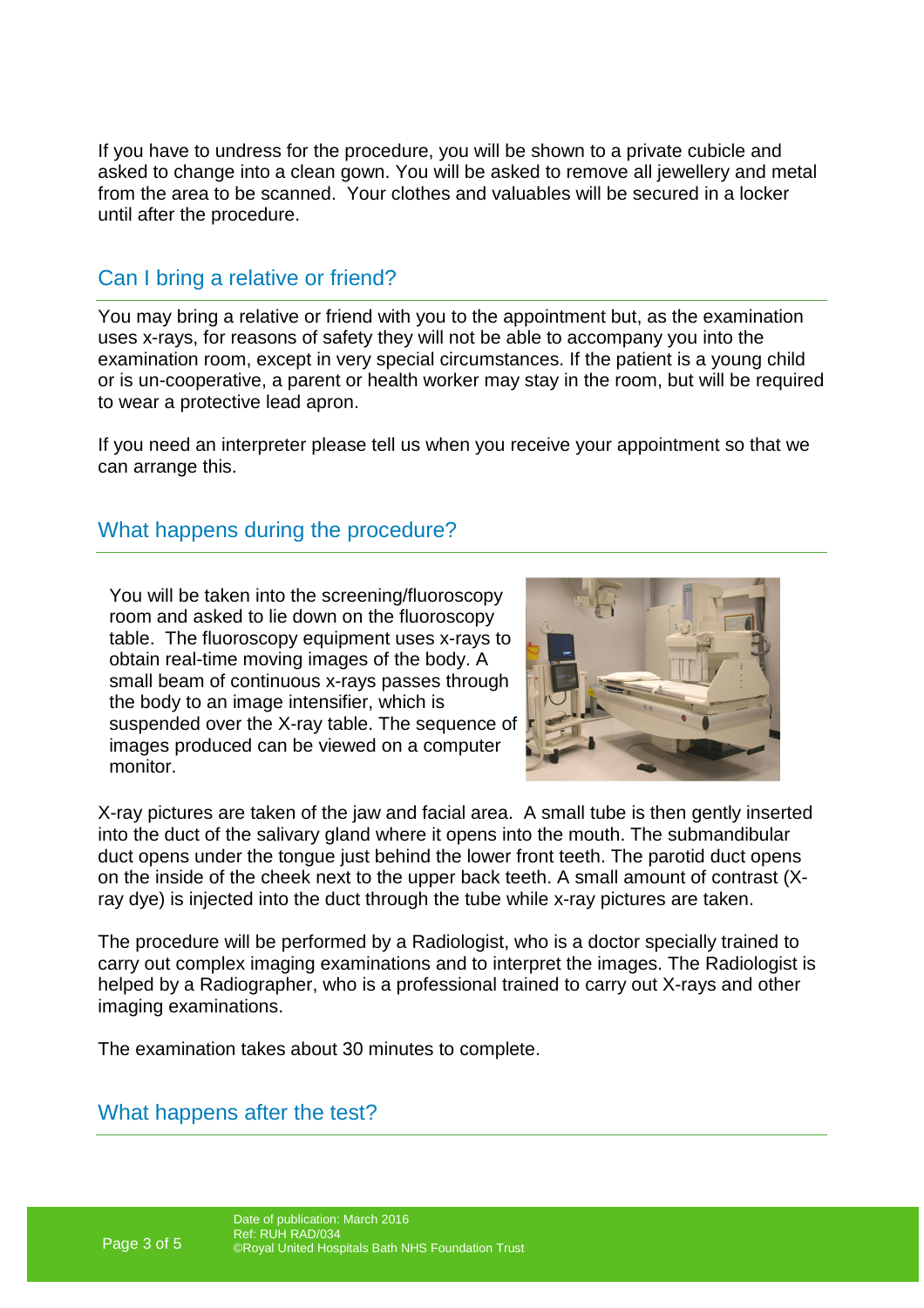If you have to undress for the procedure, you will be shown to a private cubicle and asked to change into a clean gown. You will be asked to remove all jewellery and metal from the area to be scanned.  Your clothes and valuables will be secured in a locker until after the procedure.

## Can I bring a relative or friend?

You may bring a relative or friend with you to the appointment but, as the examination uses x-rays, for reasons of safety they will not be able to accompany you into the examination room, except in very special circumstances. If the patient is a young child or is un-cooperative, a parent or health worker may stay in the room, but will be required to wear a protective lead apron.

If you need an interpreter please tell us when you receive your appointment so that we can arrange this.

## What happens during the procedure?

You will be taken into the screening/fluoroscopy room and asked to lie down on the fluoroscopy table.  The fluoroscopy equipment uses x-rays to obtain real-time moving images of the body. A small beam of continuous x-rays passes through the body to an image intensifier, which is suspended over the X-ray table. The sequence of images produced can be viewed on a computer monitor.

X-ray pictures are taken of the jaw and facial area.  A small tube is then gently inserted into the duct of the salivary gland where it opens into the mouth. The submandibular duct opens under the tongue just behind the lower front teeth. The parotid duct opens on the inside of the cheek next to the upper back teeth. A small amount of contrast (X-ray dye) is injected into the duct through the tube while x-ray pictures are taken.

The procedure will be performed by a Radiologist, who is a doctor specially trained to carry out complex imaging examinations and to interpret the images. The Radiologist is helped by a Radiographer, who is a professional trained to carry out X-rays and other imaging examinations.

The examination takes about 30 minutes to complete.

## What happens after the test?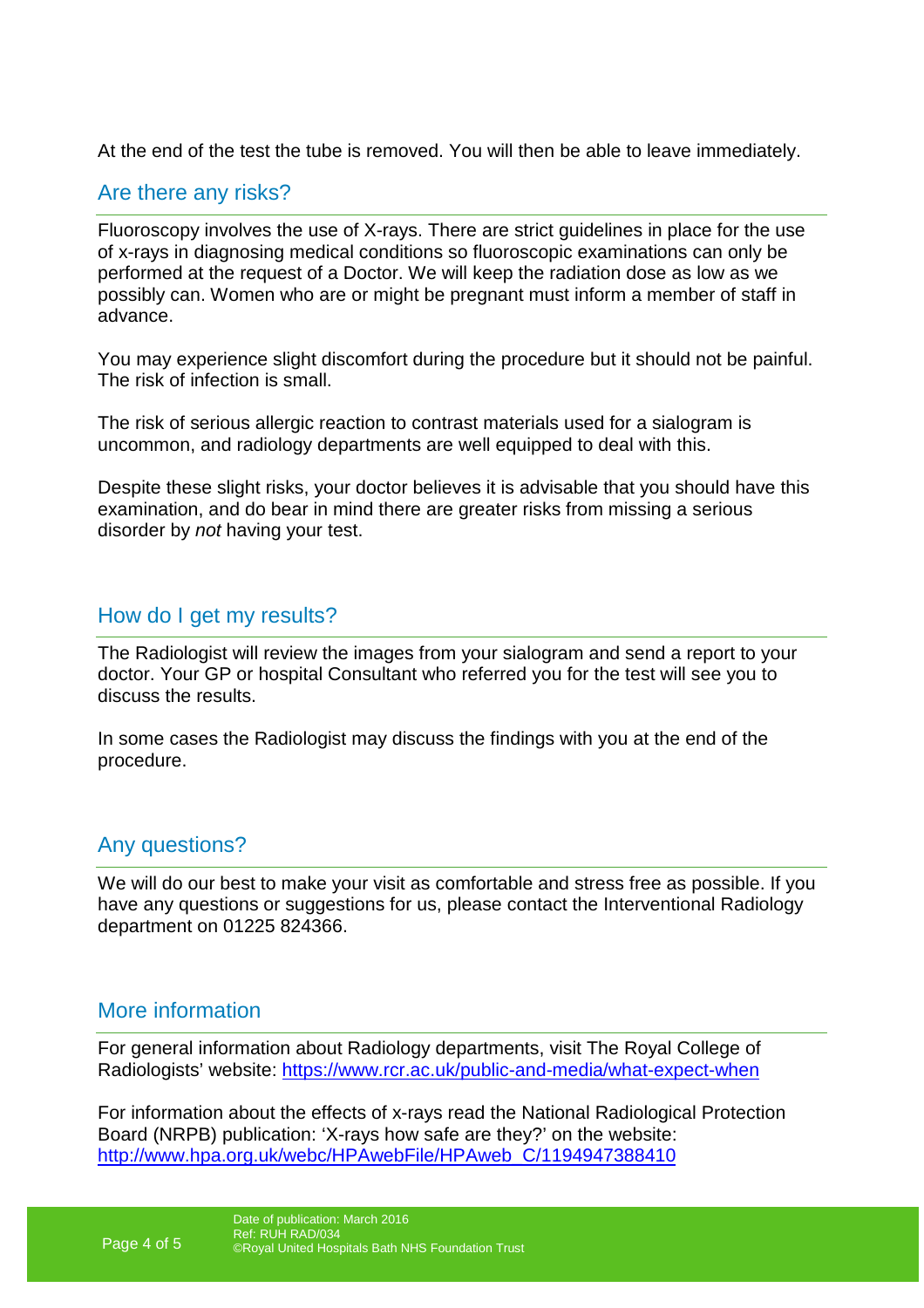At the end of the test the tube is removed. You will then be able to leave immediately.

## Are there any risks?

Fluoroscopy involves the use of X-rays. There are strict guidelines in place for the use of x-rays in diagnosing medical conditions so fluoroscopic examinations can only be performed at the request of a Doctor. We will keep the radiation dose as low as we possibly can. Women who are or might be pregnant must inform a member of staff in advance.

You may experience slight discomfort during the procedure but it should not be painful. The risk of infection is small.

The risk of serious allergic reaction to contrast materials used for a sialogram is uncommon, and radiology departments are well equipped to deal with this.

Despite these slight risks, your doctor believes it is advisable that you should have this examination, and do bear in mind there are greater risks from missing a serious disorder by *not* having your test.

## How do I get my results?

The Radiologist will review the images from your sialogram and send a report to your doctor. Your GP or hospital Consultant who referred you for the test will see you to discuss the results.

In some cases the Radiologist may discuss the findings with you at the end of the procedure.

## Any questions?

We will do our best to make your visit as comfortable and stress free as possible. If you have any questions or suggestions for us, please contact the Interventional Radiology department on 01225 824366.

## More information

For general information about Radiology departments, visit The Royal College of Radiologists' website: [https://www.rcr.ac.uk/public-and-media/what-expect-when](https://www.rcr.ac.uk/public-and-media/what-expect-when)

For information about the effects of x-rays read the National Radiological Protection Board (NRPB) publication: 'X-rays how safe are they?' on the website: [http://www.hpa.org.uk/webc/HPAwebFile/HPAweb_C/1194947388410](http://www.hpa.org.uk/webc/HPAwebFile/HPAweb_C/1194947388410)

Date of publication: March 2016
Ref: RUH RAD/034
©Royal United Hospitals Bath NHS Foundation Trust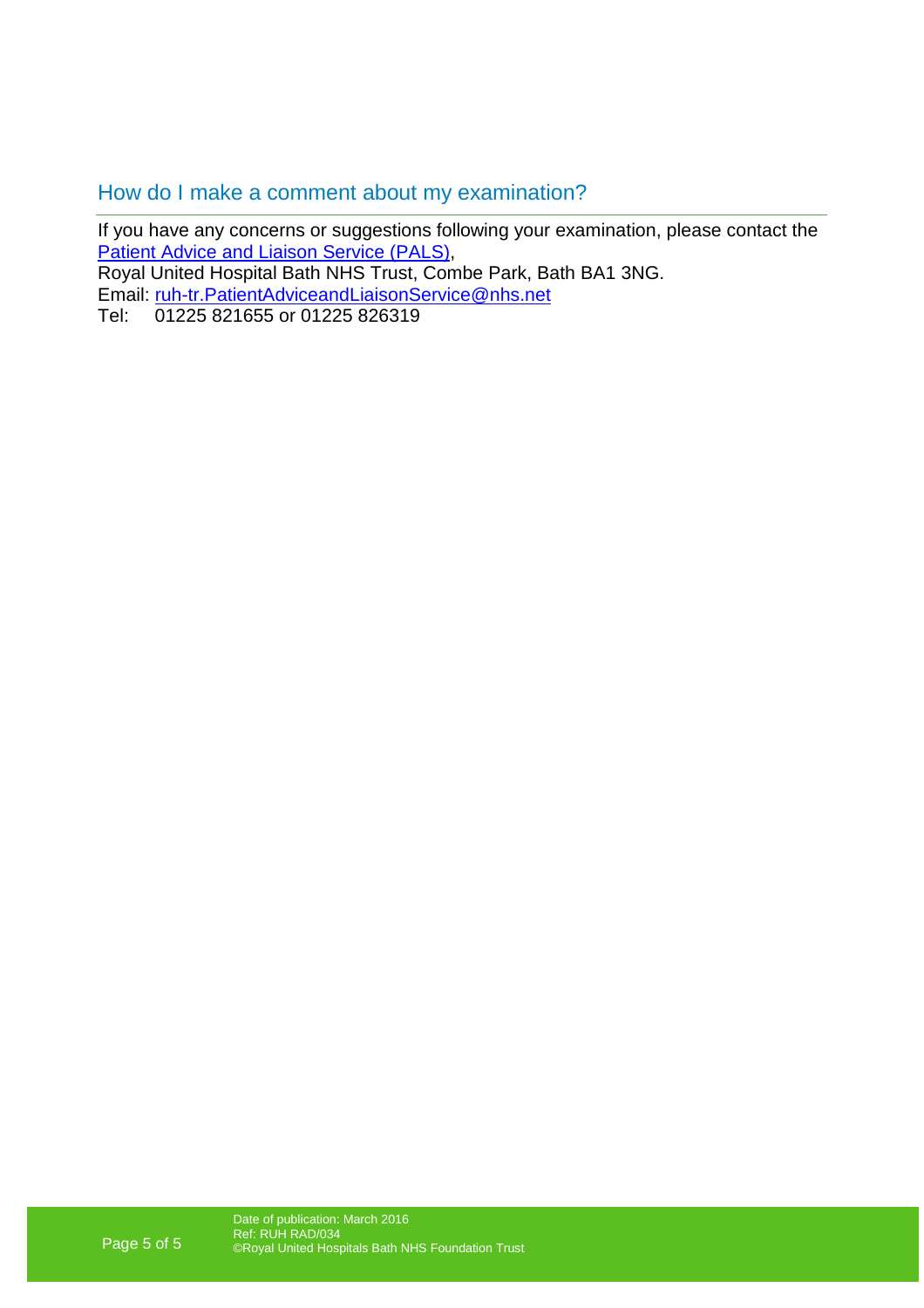## How do I make a comment about my examination?

If you have any concerns or suggestions following your examination, please contact the Patient Advice and Liaison Service (PALS),
Royal United Hospital Bath NHS Trust, Combe Park, Bath BA1 3NG.
Email: ruh-tr.PatientAdviceandLiaisonService@nhs.net
Tel: 01225 821655 or 01225 826319

Date of publication: March 2016
Ref: RUH RAD/034
©Royal United Hospitals Bath NHS Foundation Trust